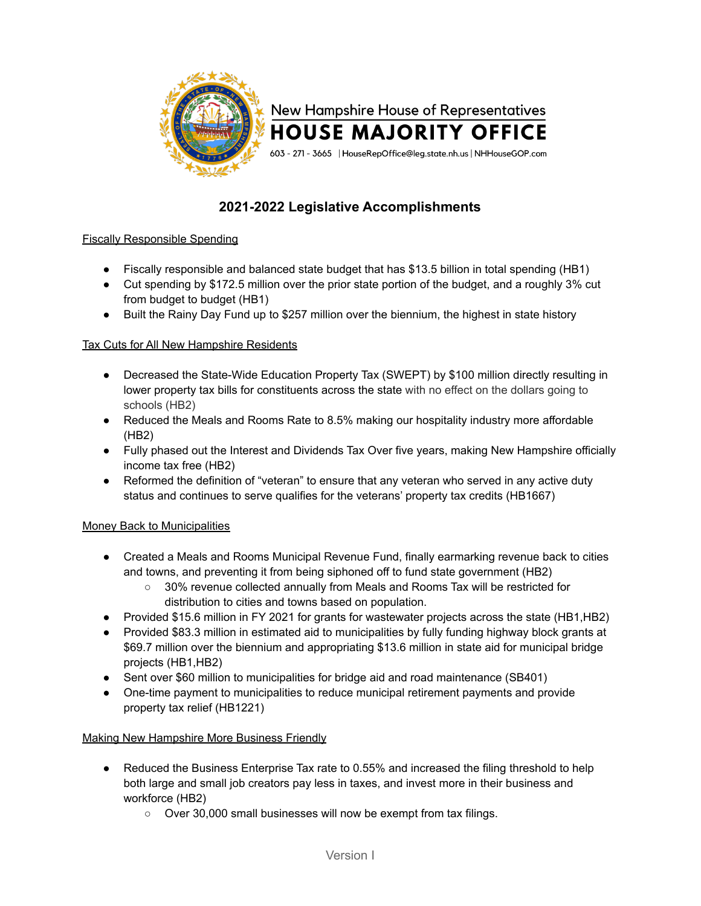New Hampshire House of Representatives

# HOUSE MAJORITY OFFICE

603 - 271 - 3665 | HouseRepOffice@leg.state.nh.us | NHHouseGOP.com

## 2021-2022 Legislative Accomplishments

### Fiscally Responsible Spending

- Fiscally responsible and balanced state budget that has $13.5 billion in total spending (HB1)
- Cut spending by $172.5 million over the prior state portion of the budget, and a roughly 3% cut from budget to budget (HB1)
- Built the Rainy Day Fund up to $257 million over the biennium, the highest in state history

### Tax Cuts for All New Hampshire Residents

- Decreased the State-Wide Education Property Tax (SWEPT) by $100 million directly resulting in lower property tax bills for constituents across the state with no effect on the dollars going to schools (HB2)
- Reduced the Meals and Rooms Rate to 8.5% making our hospitality industry more affordable (HB2)
- Fully phased out the Interest and Dividends Tax Over five years, making New Hampshire officially income tax free (HB2)
- Reformed the definition of "veteran" to ensure that any veteran who served in any active duty status and continues to serve qualifies for the veterans' property tax credits (HB1667)

### Money Back to Municipalities

- Created a Meals and Rooms Municipal Revenue Fund, finally earmarking revenue back to cities and towns, and preventing it from being siphoned off to fund state government (HB2)
  - 30% revenue collected annually from Meals and Rooms Tax will be restricted for distribution to cities and towns based on population.
- Provided $15.6 million in FY 2021 for grants for wastewater projects across the state (HB1,HB2)
- Provided $83.3 million in estimated aid to municipalities by fully funding highway block grants at $69.7 million over the biennium and appropriating $13.6 million in state aid for municipal bridge projects (HB1,HB2)
- Sent over $60 million to municipalities for bridge aid and road maintenance (SB401)
- One-time payment to municipalities to reduce municipal retirement payments and provide property tax relief (HB1221)

### Making New Hampshire More Business Friendly

- Reduced the Business Enterprise Tax rate to 0.55% and increased the filing threshold to help both large and small job creators pay less in taxes, and invest more in their business and workforce (HB2)
  - Over 30,000 small businesses will now be exempt from tax filings.

Version I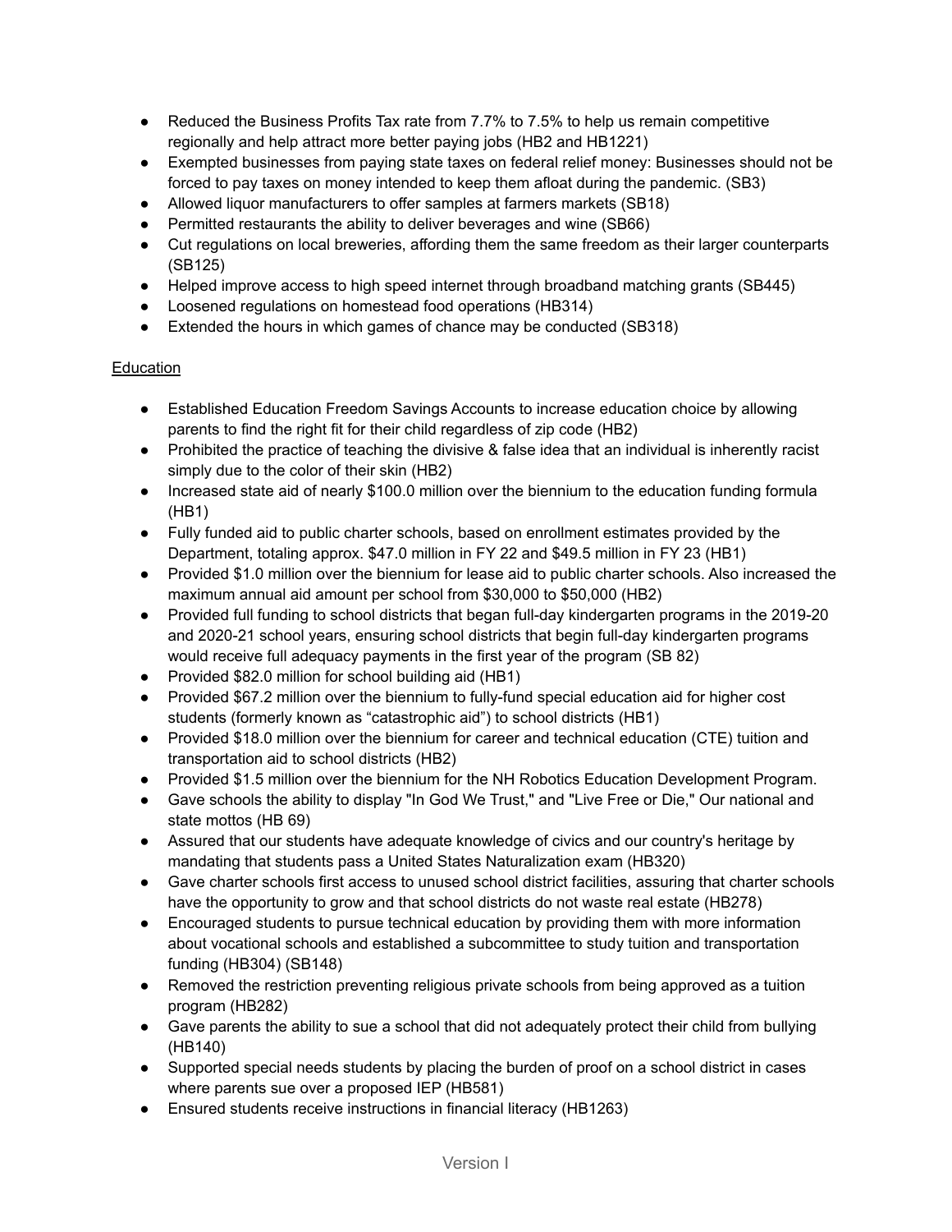- Reduced the Business Profits Tax rate from 7.7% to 7.5% to help us remain competitive regionally and help attract more better paying jobs (HB2 and HB1221)
- Exempted businesses from paying state taxes on federal relief money: Businesses should not be forced to pay taxes on money intended to keep them afloat during the pandemic. (SB3)
- Allowed liquor manufacturers to offer samples at farmers markets (SB18)
- Permitted restaurants the ability to deliver beverages and wine (SB66)
- Cut regulations on local breweries, affording them the same freedom as their larger counterparts (SB125)
- Helped improve access to high speed internet through broadband matching grants (SB445)
- Loosened regulations on homestead food operations (HB314)
- Extended the hours in which games of chance may be conducted (SB318)

<u>Education</u>

- Established Education Freedom Savings Accounts to increase education choice by allowing parents to find the right fit for their child regardless of zip code (HB2)
- Prohibited the practice of teaching the divisive & false idea that an individual is inherently racist simply due to the color of their skin (HB2)
- Increased state aid of nearly $100.0 million over the biennium to the education funding formula (HB1)
- Fully funded aid to public charter schools, based on enrollment estimates provided by the Department, totaling approx. $47.0 million in FY 22 and $49.5 million in FY 23 (HB1)
- Provided $1.0 million over the biennium for lease aid to public charter schools. Also increased the maximum annual aid amount per school from $30,000 to $50,000 (HB2)
- Provided full funding to school districts that began full-day kindergarten programs in the 2019-20 and 2020-21 school years, ensuring school districts that begin full-day kindergarten programs would receive full adequacy payments in the first year of the program (SB 82)
- Provided $82.0 million for school building aid (HB1)
- Provided $67.2 million over the biennium to fully-fund special education aid for higher cost students (formerly known as "catastrophic aid") to school districts (HB1)
- Provided $18.0 million over the biennium for career and technical education (CTE) tuition and transportation aid to school districts (HB2)
- Provided $1.5 million over the biennium for the NH Robotics Education Development Program.
- Gave schools the ability to display "In God We Trust," and "Live Free or Die," Our national and state mottos (HB 69)
- Assured that our students have adequate knowledge of civics and our country's heritage by mandating that students pass a United States Naturalization exam (HB320)
- Gave charter schools first access to unused school district facilities, assuring that charter schools have the opportunity to grow and that school districts do not waste real estate (HB278)
- Encouraged students to pursue technical education by providing them with more information about vocational schools and established a subcommittee to study tuition and transportation funding (HB304) (SB148)
- Removed the restriction preventing religious private schools from being approved as a tuition program (HB282)
- Gave parents the ability to sue a school that did not adequately protect their child from bullying (HB140)
- Supported special needs students by placing the burden of proof on a school district in cases where parents sue over a proposed IEP (HB581)
- Ensured students receive instructions in financial literacy (HB1263)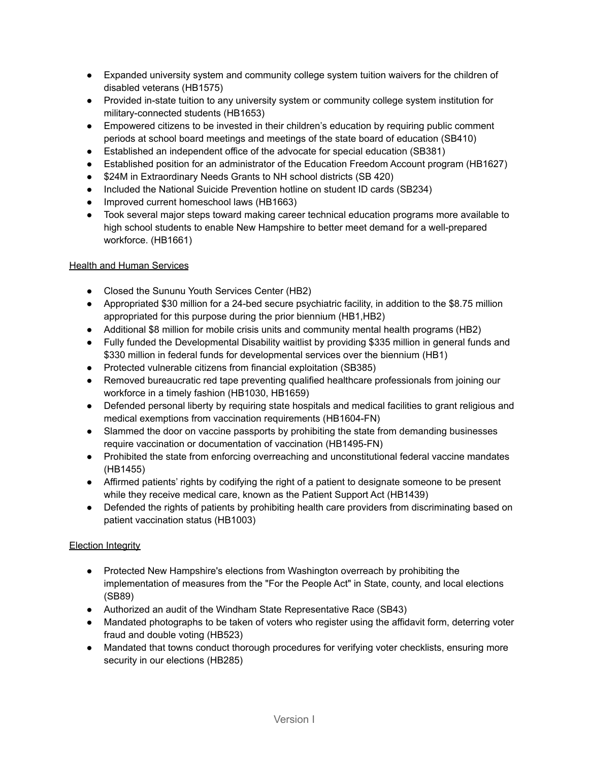- Expanded university system and community college system tuition waivers for the children of disabled veterans (HB1575)
- Provided in-state tuition to any university system or community college system institution for military-connected students (HB1653)
- Empowered citizens to be invested in their children's education by requiring public comment periods at school board meetings and meetings of the state board of education (SB410)
- Established an independent office of the advocate for special education (SB381)
- Established position for an administrator of the Education Freedom Account program (HB1627)
- $24M in Extraordinary Needs Grants to NH school districts (SB 420)
- Included the National Suicide Prevention hotline on student ID cards (SB234)
- Improved current homeschool laws (HB1663)
- Took several major steps toward making career technical education programs more available to high school students to enable New Hampshire to better meet demand for a well-prepared workforce. (HB1661)

<u>Health and Human Services</u>

- Closed the Sununu Youth Services Center (HB2)
- Appropriated $30 million for a 24-bed secure psychiatric facility, in addition to the $8.75 million appropriated for this purpose during the prior biennium (HB1,HB2)
- Additional $8 million for mobile crisis units and community mental health programs (HB2)
- Fully funded the Developmental Disability waitlist by providing $335 million in general funds and $330 million in federal funds for developmental services over the biennium (HB1)
- Protected vulnerable citizens from financial exploitation (SB385)
- Removed bureaucratic red tape preventing qualified healthcare professionals from joining our workforce in a timely fashion (HB1030, HB1659)
- Defended personal liberty by requiring state hospitals and medical facilities to grant religious and medical exemptions from vaccination requirements (HB1604-FN)
- Slammed the door on vaccine passports by prohibiting the state from demanding businesses require vaccination or documentation of vaccination (HB1495-FN)
- Prohibited the state from enforcing overreaching and unconstitutional federal vaccine mandates (HB1455)
- Affirmed patients' rights by codifying the right of a patient to designate someone to be present while they receive medical care, known as the Patient Support Act (HB1439)
- Defended the rights of patients by prohibiting health care providers from discriminating based on patient vaccination status (HB1003)

<u>Election Integrity</u>

- Protected New Hampshire's elections from Washington overreach by prohibiting the implementation of measures from the "For the People Act" in State, county, and local elections (SB89)
- Authorized an audit of the Windham State Representative Race (SB43)
- Mandated photographs to be taken of voters who register using the affidavit form, deterring voter fraud and double voting (HB523)
- Mandated that towns conduct thorough procedures for verifying voter checklists, ensuring more security in our elections (HB285)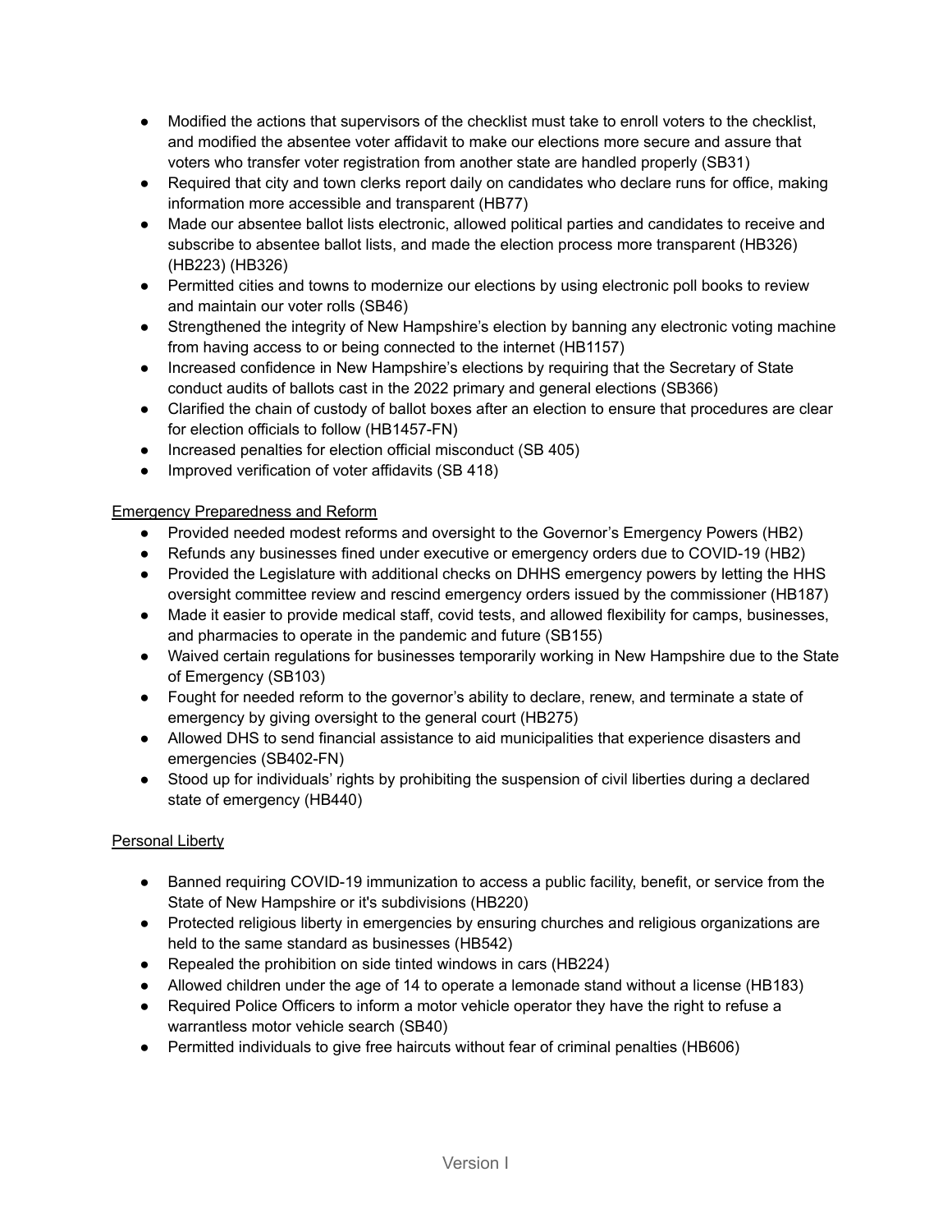- Modified the actions that supervisors of the checklist must take to enroll voters to the checklist, and modified the absentee voter affidavit to make our elections more secure and assure that voters who transfer voter registration from another state are handled properly (SB31)
- Required that city and town clerks report daily on candidates who declare runs for office, making information more accessible and transparent (HB77)
- Made our absentee ballot lists electronic, allowed political parties and candidates to receive and subscribe to absentee ballot lists, and made the election process more transparent (HB326) (HB223) (HB326)
- Permitted cities and towns to modernize our elections by using electronic poll books to review and maintain our voter rolls (SB46)
- Strengthened the integrity of New Hampshire's election by banning any electronic voting machine from having access to or being connected to the internet (HB1157)
- Increased confidence in New Hampshire's elections by requiring that the Secretary of State conduct audits of ballots cast in the 2022 primary and general elections (SB366)
- Clarified the chain of custody of ballot boxes after an election to ensure that procedures are clear for election officials to follow (HB1457-FN)
- Increased penalties for election official misconduct (SB 405)
- Improved verification of voter affidavits (SB 418)

<u>Emergency Preparedness and Reform</u>

- Provided needed modest reforms and oversight to the Governor's Emergency Powers (HB2)
- Refunds any businesses fined under executive or emergency orders due to COVID-19 (HB2)
- Provided the Legislature with additional checks on DHHS emergency powers by letting the HHS oversight committee review and rescind emergency orders issued by the commissioner (HB187)
- Made it easier to provide medical staff, covid tests, and allowed flexibility for camps, businesses, and pharmacies to operate in the pandemic and future (SB155)
- Waived certain regulations for businesses temporarily working in New Hampshire due to the State of Emergency (SB103)
- Fought for needed reform to the governor's ability to declare, renew, and terminate a state of emergency by giving oversight to the general court (HB275)
- Allowed DHS to send financial assistance to aid municipalities that experience disasters and emergencies (SB402-FN)
- Stood up for individuals' rights by prohibiting the suspension of civil liberties during a declared state of emergency (HB440)

<u>Personal Liberty</u>

- Banned requiring COVID-19 immunization to access a public facility, benefit, or service from the State of New Hampshire or it's subdivisions (HB220)
- Protected religious liberty in emergencies by ensuring churches and religious organizations are held to the same standard as businesses (HB542)
- Repealed the prohibition on side tinted windows in cars (HB224)
- Allowed children under the age of 14 to operate a lemonade stand without a license (HB183)
- Required Police Officers to inform a motor vehicle operator they have the right to refuse a warrantless motor vehicle search (SB40)
- Permitted individuals to give free haircuts without fear of criminal penalties (HB606)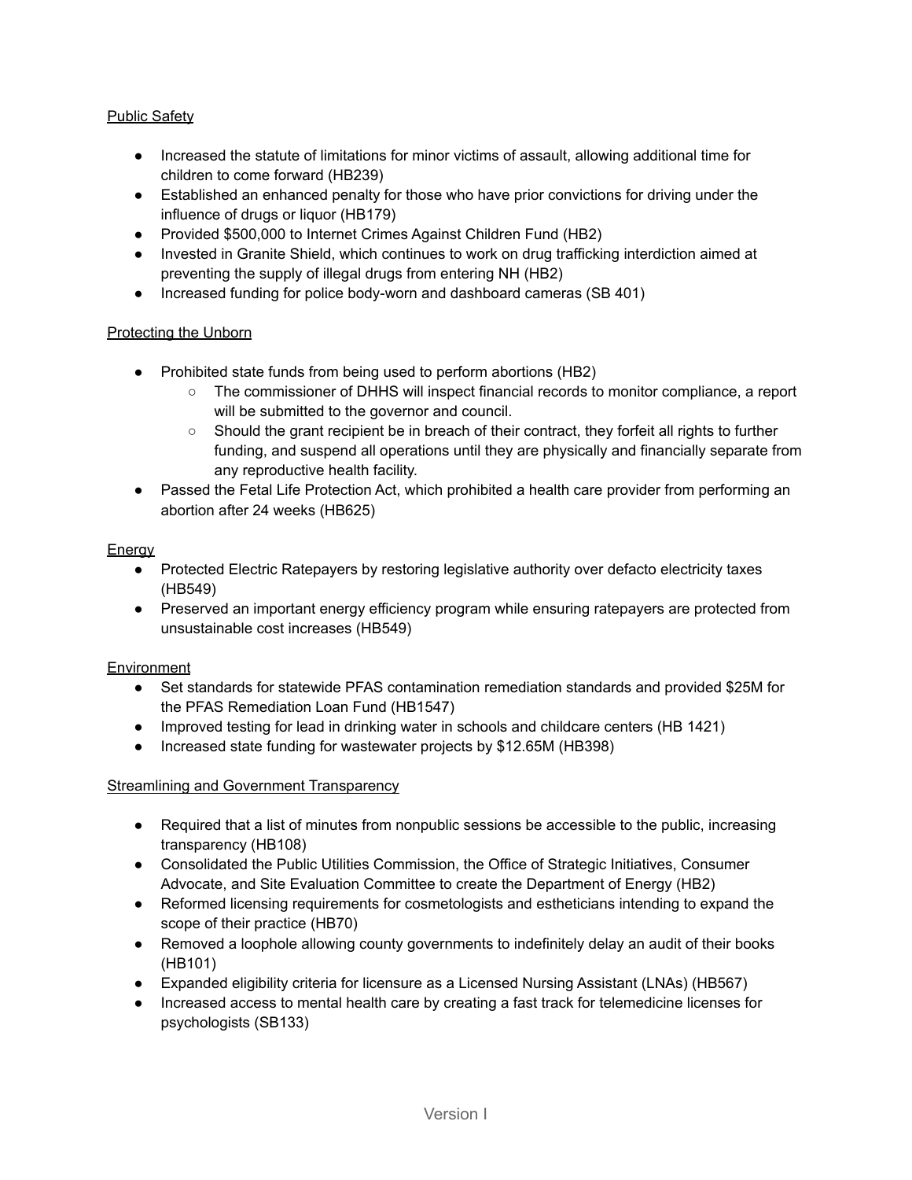Public Safety

- Increased the statute of limitations for minor victims of assault, allowing additional time for children to come forward (HB239)
- Established an enhanced penalty for those who have prior convictions for driving under the influence of drugs or liquor (HB179)
- Provided $500,000 to Internet Crimes Against Children Fund (HB2)
- Invested in Granite Shield, which continues to work on drug trafficking interdiction aimed at preventing the supply of illegal drugs from entering NH (HB2)
- Increased funding for police body-worn and dashboard cameras (SB 401)

Protecting the Unborn

- Prohibited state funds from being used to perform abortions (HB2)
  - The commissioner of DHHS will inspect financial records to monitor compliance, a report will be submitted to the governor and council.
  - Should the grant recipient be in breach of their contract, they forfeit all rights to further funding, and suspend all operations until they are physically and financially separate from any reproductive health facility.
- Passed the Fetal Life Protection Act, which prohibited a health care provider from performing an abortion after 24 weeks (HB625)

Energy

- Protected Electric Ratepayers by restoring legislative authority over defacto electricity taxes (HB549)
- Preserved an important energy efficiency program while ensuring ratepayers are protected from unsustainable cost increases (HB549)

Environment

- Set standards for statewide PFAS contamination remediation standards and provided $25M for the PFAS Remediation Loan Fund (HB1547)
- Improved testing for lead in drinking water in schools and childcare centers (HB 1421)
- Increased state funding for wastewater projects by $12.65M (HB398)

Streamlining and Government Transparency

- Required that a list of minutes from nonpublic sessions be accessible to the public, increasing transparency (HB108)
- Consolidated the Public Utilities Commission, the Office of Strategic Initiatives, Consumer Advocate, and Site Evaluation Committee to create the Department of Energy (HB2)
- Reformed licensing requirements for cosmetologists and estheticians intending to expand the scope of their practice (HB70)
- Removed a loophole allowing county governments to indefinitely delay an audit of their books (HB101)
- Expanded eligibility criteria for licensure as a Licensed Nursing Assistant (LNAs) (HB567)
- Increased access to mental health care by creating a fast track for telemedicine licenses for psychologists (SB133)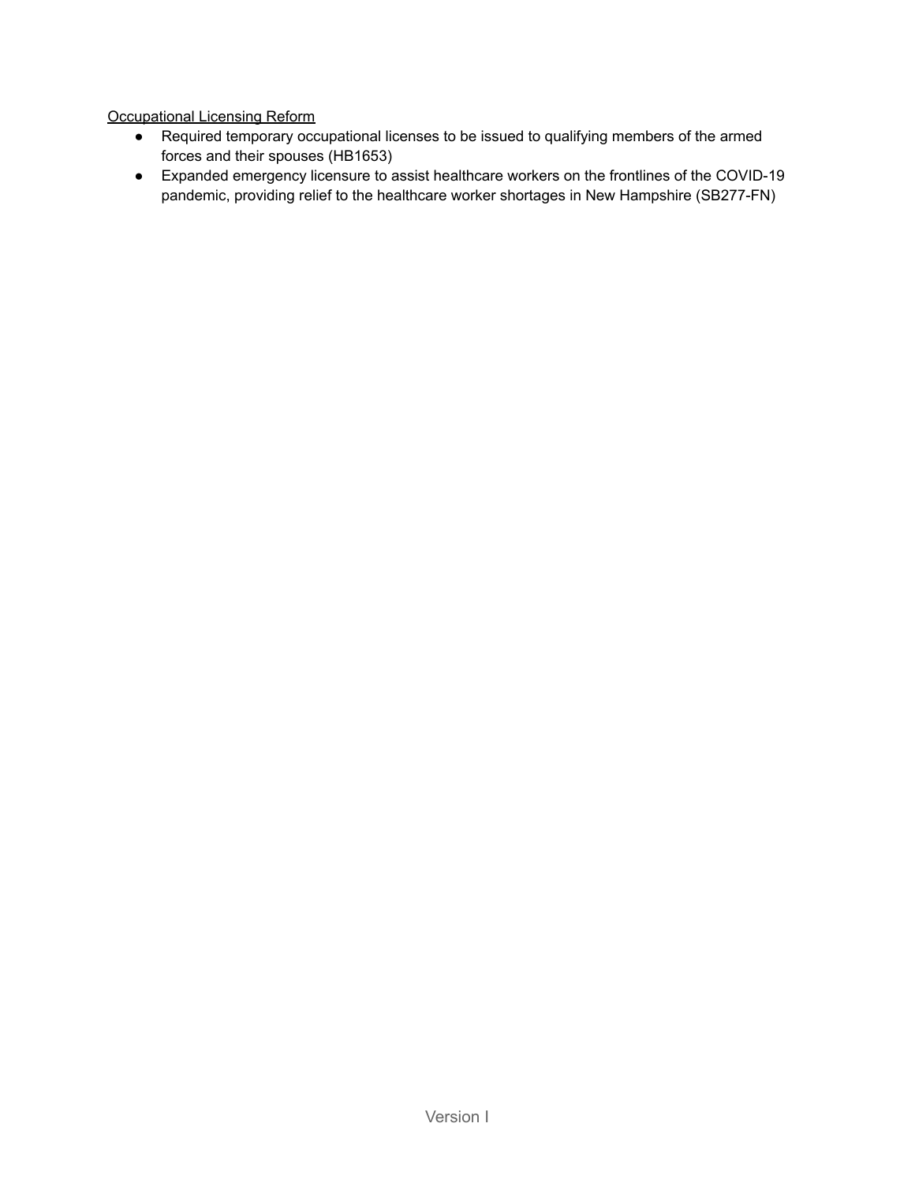Occupational Licensing Reform

- Required temporary occupational licenses to be issued to qualifying members of the armed forces and their spouses (HB1653)
- Expanded emergency licensure to assist healthcare workers on the frontlines of the COVID-19 pandemic, providing relief to the healthcare worker shortages in New Hampshire (SB277-FN)